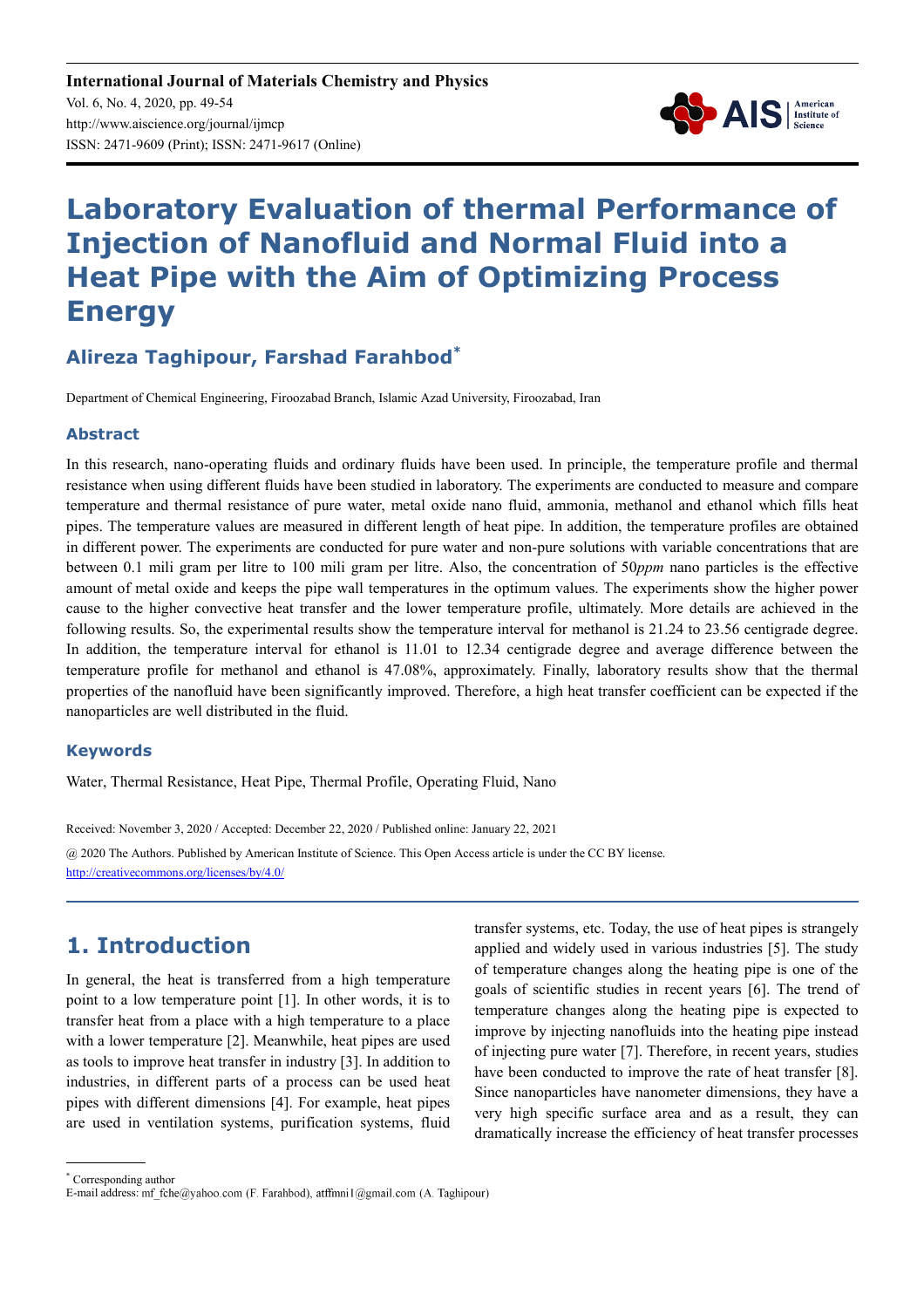International Journal of Materials Chemistry and Physics
Vol. 6, No. 4, 2020, pp. 49-54
http://www.aiscience.org/journal/ijmcp
ISSN: 2471-9609 (Print); ISSN: 2471-9617 (Online)

# Laboratory Evaluation of thermal Performance of Injection of Nanofluid and Normal Fluid into a Heat Pipe with the Aim of Optimizing Process Energy

**Alireza Taghipour, Farshad Farahbod[*]**

Department of Chemical Engineering, Firoozabad Branch, Islamic Azad University, Firoozabad, Iran

## Abstract

In this research, nano-operating fluids and ordinary fluids have been used. In principle, the temperature profile and thermal resistance when using different fluids have been studied in laboratory. The experiments are conducted to measure and compare temperature and thermal resistance of pure water, metal oxide nano fluid, ammonia, methanol and ethanol which fills heat pipes. The temperature values are measured in different length of heat pipe. In addition, the temperature profiles are obtained in different power. The experiments are conducted for pure water and non-pure solutions with variable concentrations that are between 0.1 mili gram per litre to 100 mili gram per litre. Also, the concentration of 50*ppm* nano particles is the effective amount of metal oxide and keeps the pipe wall temperatures in the optimum values. The experiments show the higher power cause to the higher convective heat transfer and the lower temperature profile, ultimately. More details are achieved in the following results. So, the experimental results show the temperature interval for methanol is 21.24 to 23.56 centigrade degree. In addition, the temperature interval for ethanol is 11.01 to 12.34 centigrade degree and average difference between the temperature profile for methanol and ethanol is 47.08%, approximately. Finally, laboratory results show that the thermal properties of the nanofluid have been significantly improved. Therefore, a high heat transfer coefficient can be expected if the nanoparticles are well distributed in the fluid.

## Keywords

Water, Thermal Resistance, Heat Pipe, Thermal Profile, Operating Fluid, Nano

Received: November 3, 2020 / Accepted: December 22, 2020 / Published online: January 22, 2021

@ 2020 The Authors. Published by American Institute of Science. This Open Access article is under the CC BY license.
http://creativecommons.org/licenses/by/4.0/

## 1. Introduction

In general, the heat is transferred from a high temperature point to a low temperature point [1]. In other words, it is to transfer heat from a place with a high temperature to a place with a lower temperature [2]. Meanwhile, heat pipes are used as tools to improve heat transfer in industry [3]. In addition to industries, in different parts of a process can be used heat pipes with different dimensions [4]. For example, heat pipes are used in ventilation systems, purification systems, fluid transfer systems, etc. Today, the use of heat pipes is strangely applied and widely used in various industries [5]. The study of temperature changes along the heating pipe is one of the goals of scientific studies in recent years [6]. The trend of temperature changes along the heating pipe is expected to improve by injecting nanofluids into the heating pipe instead of injecting pure water [7]. Therefore, in recent years, studies have been conducted to improve the rate of heat transfer [8]. Since nanoparticles have nanometer dimensions, they have a very high specific surface area and as a result, they can dramatically increase the efficiency of heat transfer processes

[*] Corresponding author
E-mail address: mf_fche@yahoo.com (F. Farahbod), atffmni1@gmail.com (A. Taghipour)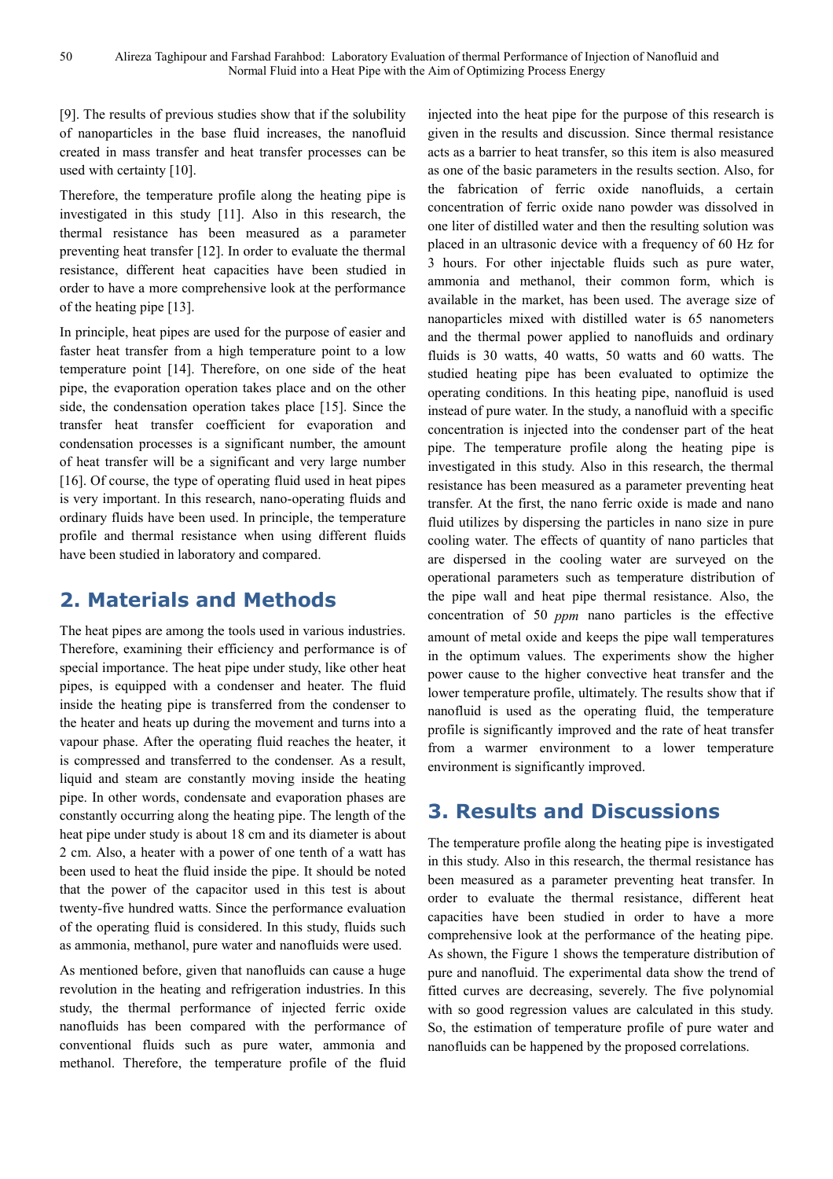[9]. The results of previous studies show that if the solubility of nanoparticles in the base fluid increases, the nanofluid created in mass transfer and heat transfer processes can be used with certainty [10].

Therefore, the temperature profile along the heating pipe is investigated in this study [11]. Also in this research, the thermal resistance has been measured as a parameter preventing heat transfer [12]. In order to evaluate the thermal resistance, different heat capacities have been studied in order to have a more comprehensive look at the performance of the heating pipe [13].

In principle, heat pipes are used for the purpose of easier and faster heat transfer from a high temperature point to a low temperature point [14]. Therefore, on one side of the heat pipe, the evaporation operation takes place and on the other side, the condensation operation takes place [15]. Since the transfer heat transfer coefficient for evaporation and condensation processes is a significant number, the amount of heat transfer will be a significant and very large number [16]. Of course, the type of operating fluid used in heat pipes is very important. In this research, nano-operating fluids and ordinary fluids have been used. In principle, the temperature profile and thermal resistance when using different fluids have been studied in laboratory and compared.

## 2. Materials and Methods

The heat pipes are among the tools used in various industries. Therefore, examining their efficiency and performance is of special importance. The heat pipe under study, like other heat pipes, is equipped with a condenser and heater. The fluid inside the heating pipe is transferred from the condenser to the heater and heats up during the movement and turns into a vapour phase. After the operating fluid reaches the heater, it is compressed and transferred to the condenser. As a result, liquid and steam are constantly moving inside the heating pipe. In other words, condensate and evaporation phases are constantly occurring along the heating pipe. The length of the heat pipe under study is about 18 cm and its diameter is about 2 cm. Also, a heater with a power of one tenth of a watt has been used to heat the fluid inside the pipe. It should be noted that the power of the capacitor used in this test is about twenty-five hundred watts. Since the performance evaluation of the operating fluid is considered. In this study, fluids such as ammonia, methanol, pure water and nanofluids were used.

As mentioned before, given that nanofluids can cause a huge revolution in the heating and refrigeration industries. In this study, the thermal performance of injected ferric oxide nanofluids has been compared with the performance of conventional fluids such as pure water, ammonia and methanol. Therefore, the temperature profile of the fluid injected into the heat pipe for the purpose of this research is given in the results and discussion. Since thermal resistance acts as a barrier to heat transfer, so this item is also measured as one of the basic parameters in the results section. Also, for the fabrication of ferric oxide nanofluids, a certain concentration of ferric oxide nano powder was dissolved in one liter of distilled water and then the resulting solution was placed in an ultrasonic device with a frequency of 60 Hz for 3 hours. For other injectable fluids such as pure water, ammonia and methanol, their common form, which is available in the market, has been used. The average size of nanoparticles mixed with distilled water is 65 nanometers and the thermal power applied to nanofluids and ordinary fluids is 30 watts, 40 watts, 50 watts and 60 watts. The studied heating pipe has been evaluated to optimize the operating conditions. In this heating pipe, nanofluid is used instead of pure water. In the study, a nanofluid with a specific concentration is injected into the condenser part of the heat pipe. The temperature profile along the heating pipe is investigated in this study. Also in this research, the thermal resistance has been measured as a parameter preventing heat transfer. At the first, the nano ferric oxide is made and nano fluid utilizes by dispersing the particles in nano size in pure cooling water. The effects of quantity of nano particles that are dispersed in the cooling water are surveyed on the operational parameters such as temperature distribution of the pipe wall and heat pipe thermal resistance. Also, the concentration of 50 *ppm* nano particles is the effective amount of metal oxide and keeps the pipe wall temperatures in the optimum values. The experiments show the higher power cause to the higher convective heat transfer and the lower temperature profile, ultimately. The results show that if nanofluid is used as the operating fluid, the temperature profile is significantly improved and the rate of heat transfer from a warmer environment to a lower temperature environment is significantly improved.

## 3. Results and Discussions

The temperature profile along the heating pipe is investigated in this study. Also in this research, the thermal resistance has been measured as a parameter preventing heat transfer. In order to evaluate the thermal resistance, different heat capacities have been studied in order to have a more comprehensive look at the performance of the heating pipe. As shown, the Figure 1 shows the temperature distribution of pure and nanofluid. The experimental data show the trend of fitted curves are decreasing, severely. The five polynomial with so good regression values are calculated in this study. So, the estimation of temperature profile of pure water and nanofluids can be happened by the proposed correlations.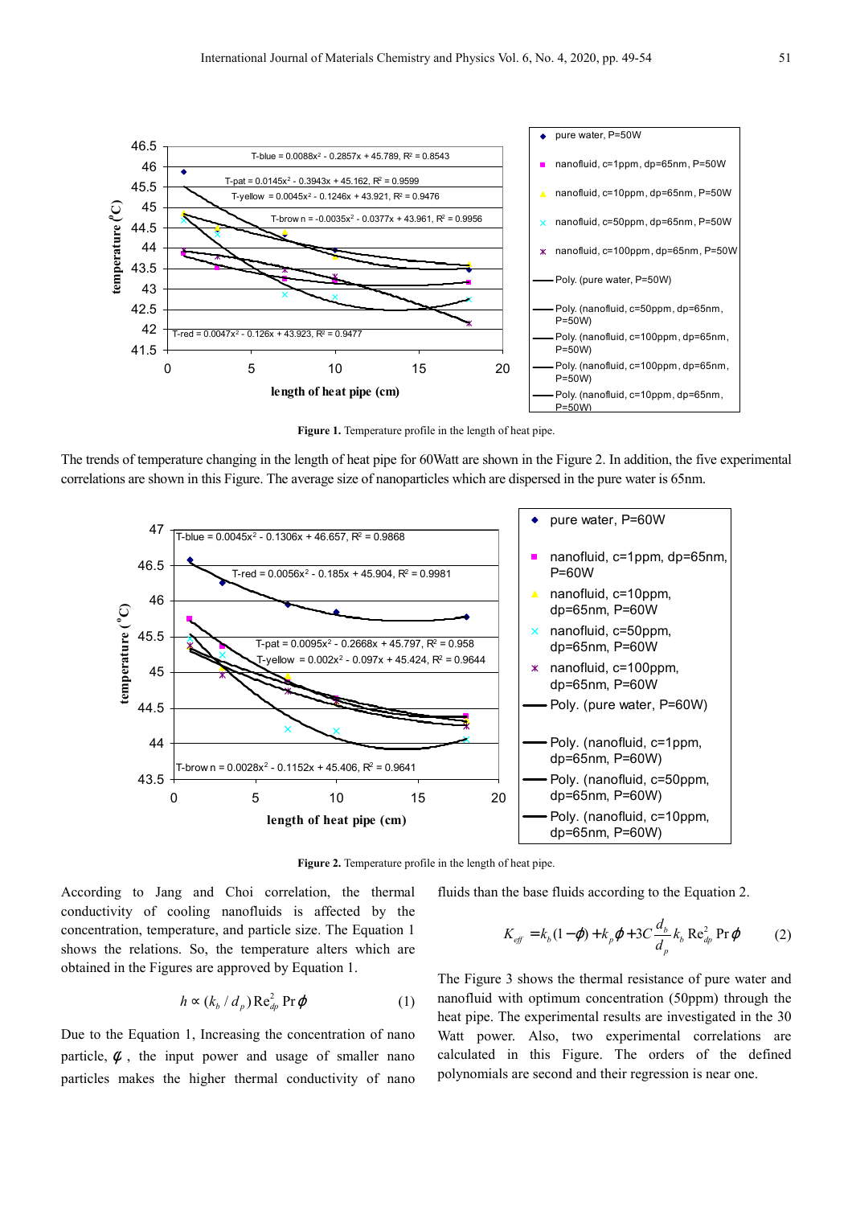46.5
46
45.5
45
44.5
44
43.5
43
42.5
42
41.5

0 5 10 15 20

temperature (°C)

length of heat pipe (cm)

T-blue = 0.0088x² - 0.2857x + 45.789, R² = 0.8543

T-pat = 0.0145x² - 0.3943x + 45.162, R² = 0.9599

T-yellow = 0.0045x² - 0.1246x + 43.921, R² = 0.9476

T-brown = -0.0035x² - 0.0377x + 43.961, R² = 0.9956

T-red = 0.0047x² - 0.126x + 43.923, R² = 0.9477

pure water, P=50W

nanofluid, c=1ppm, dp=65nm, P=50W

nanofluid, c=10ppm, dp=65nm, P=50W

nanofluid, c=50ppm, dp=65nm, P=50W

nanofluid, c=100ppm, dp=65nm, P=50W

Poly. (pure water, P=50W)

Poly. (nanofluid, c=50ppm, dp=65nm, P=50W)

Poly. (nanofluid, c=100ppm, dp=65nm, P=50W)

Poly. (nanofluid, c=100ppm, dp=65nm, P=50W)

Poly. (nanofluid, c=10ppm, dp=65nm, P=50W)

**Figure 1.** Temperature profile in the length of heat pipe.

The trends of temperature changing in the length of heat pipe for 60Watt are shown in the Figure 2. In addition, the five experimental correlations are shown in this Figure. The average size of nanoparticles which are dispersed in the pure water is 65nm.

47
46.5
46
45.5
45
44.5
44
43.5

0 5 10 15 20

temperature (°C)

length of heat pipe (cm)

T-blue = 0.0045x² - 0.1306x + 46.657, R² = 0.9868

T-red = 0.0056x² - 0.185x + 45.904, R² = 0.9981

T-pat = 0.0095x² - 0.2668x + 45.797, R² = 0.958

T-yellow = 0.002x² - 0.097x + 45.424, R² = 0.9644

T-brown = 0.0028x² - 0.1152x + 45.406, R² = 0.9641

pure water, P=60W

nanofluid, c=1ppm, dp=65nm, P=60W

nanofluid, c=10ppm, dp=65nm, P=60W

nanofluid, c=50ppm, dp=65nm, P=60W

nanofluid, c=100ppm, dp=65nm, P=60W

Poly. (pure water, P=60W)

Poly. (nanofluid, c=1ppm, dp=65nm, P=60W)

Poly. (nanofluid, c=50ppm, dp=65nm, P=60W)

Poly. (nanofluid, c=10ppm, dp=65nm, P=60W)

**Figure 2.** Temperature profile in the length of heat pipe.

According to Jang and Choi correlation, the thermal conductivity of cooling nanofluids is affected by the concentration, temperature, and particle size. The Equation 1 shows the relations. So, the temperature alters which are obtained in the Figures are approved by Equation 1.

$$h \propto (k_b / d_p)\,\mathrm{Re}_{dp}^2\,\mathrm{Pr}\,\phi \qquad (1)$$

Due to the Equation 1, Increasing the concentration of nano particle, $\phi$, the input power and usage of smaller nano particles makes the higher thermal conductivity of nano fluids than the base fluids according to the Equation 2.

$$K_{eff} = k_b(1-\phi) + k_p\phi + 3C\frac{d_b}{d_p}k_b\,\mathrm{Re}_{dp}^2\,\mathrm{Pr}\,\phi \qquad (2)$$

The Figure 3 shows the thermal resistance of pure water and nanofluid with optimum concentration (50ppm) through the heat pipe. The experimental results are investigated in the 30 Watt power. Also, two experimental correlations are calculated in this Figure. The orders of the defined polynomials are second and their regression is near one.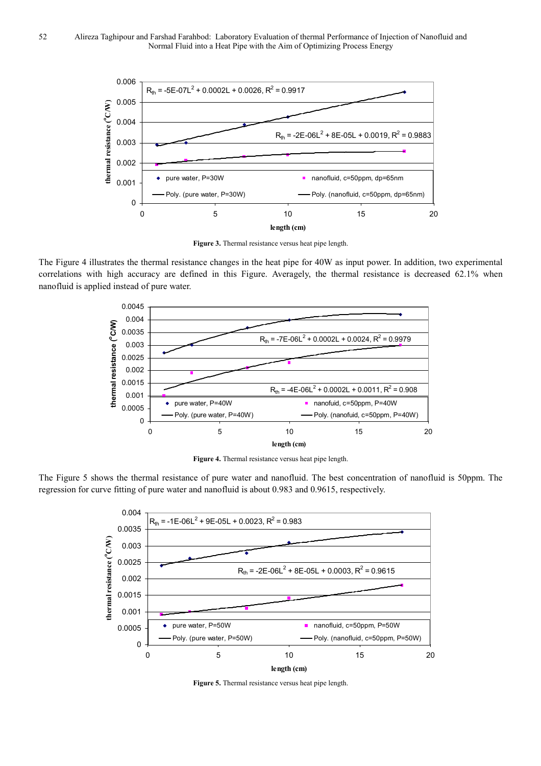0.006
0.005
0.004
0.003
0.002
0.001
0

thermal resistance (°C/W)

$R_{th}$ = -5E-07$L^2$ + 0.0002L + 0.0026, $R^2$ = 0.9917

$R_{th}$ = -2E-06$L^2$ + 8E-05L + 0.0019, $R^2$ = 0.9883

pure water, P=30W
nanofluid, c=50ppm, dp=65nm
Poly. (pure water, P=30W)
Poly. (nanofluid, c=50ppm, dp=65nm)

0 5 10 15 20

length (cm)

**Figure 3.** Thermal resistance versus heat pipe length.

The Figure 4 illustrates the thermal resistance changes in the heat pipe for 40W as input power. In addition, two experimental correlations with high accuracy are defined in this Figure. Averagely, the thermal resistance is decreased 62.1% when nanofluid is applied instead of pure water.

0.0045
0.004
0.0035
0.003
0.0025
0.002
0.0015
0.001
0.0005
0

thermal resistance (°C/W)

$R_{th}$ = -7E-06$L^2$ + 0.0002L + 0.0024, $R^2$ = 0.9979

$R_{th}$ = -4E-06$L^2$ + 0.0002L + 0.0011, $R^2$ = 0.908

pure water, P=40W
nanofuid, c=50ppm, P=40W
Poly. (pure water, P=40W)
Poly. (nanofuid, c=50ppm, P=40W)

0 5 10 15 20

length (cm)

**Figure 4.** Thermal resistance versus heat pipe length.

The Figure 5 shows the thermal resistance of pure water and nanofluid. The best concentration of nanofluid is 50ppm. The regression for curve fitting of pure water and nanofluid is about 0.983 and 0.9615, respectively.

0.004
0.0035
0.003
0.0025
0.002
0.0015
0.001
0.0005
0

thermal resistance (°C/W)

$R_{th}$ = -1E-06$L^2$ + 9E-05L + 0.0023, $R^2$ = 0.983

$R_{th}$ = -2E-06$L^2$ + 8E-05L + 0.0003, $R^2$ = 0.9615

pure water, P=50W
nanofluid, c=50ppm, P=50W
Poly. (pure water, P=50W)
Poly. (nanofluid, c=50ppm, P=50W)

0 5 10 15 20

length (cm)

**Figure 5.** Thermal resistance versus heat pipe length.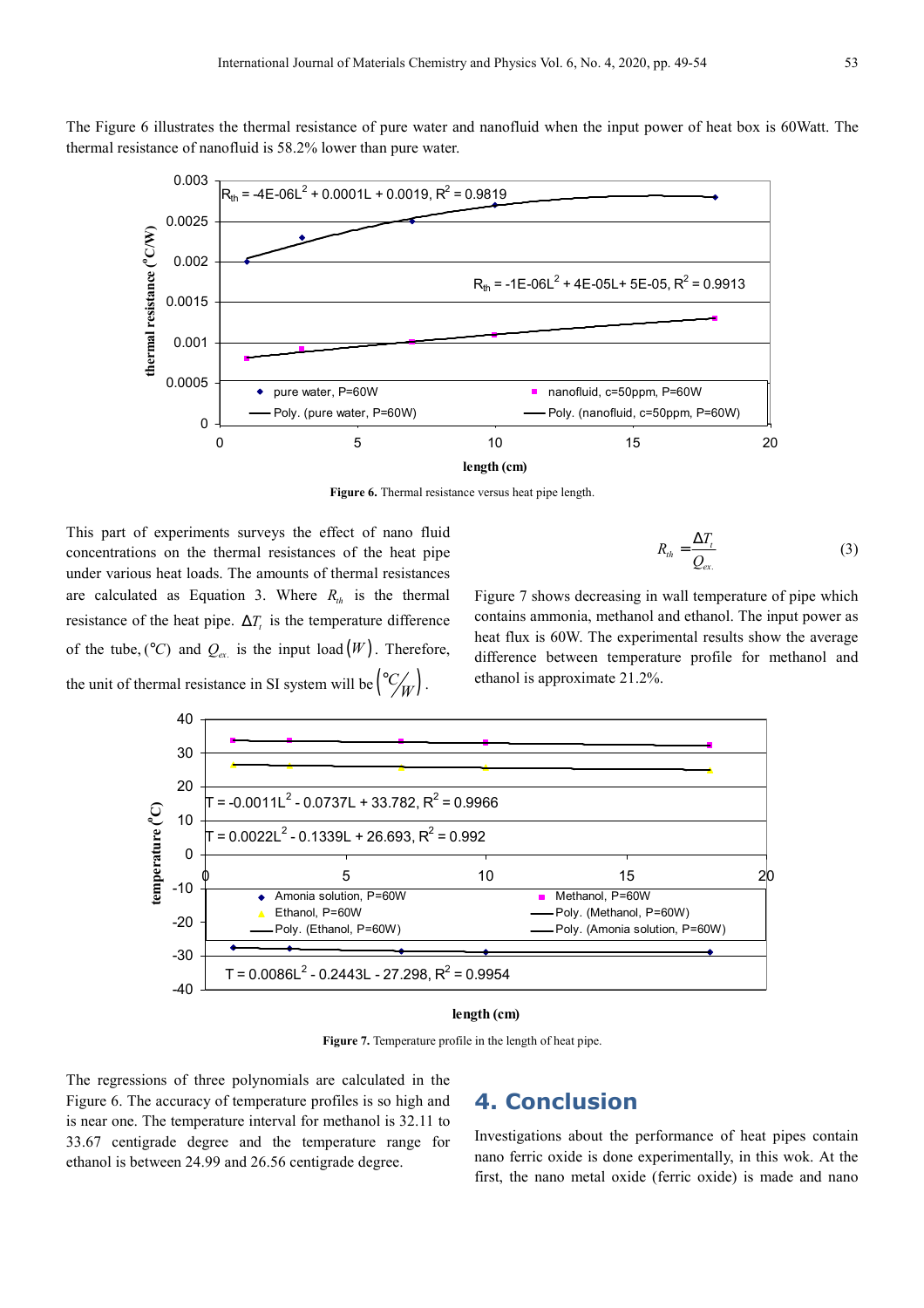The Figure 6 illustrates the thermal resistance of pure water and nanofluid when the input power of heat box is 60Watt. The thermal resistance of nanofluid is 58.2% lower than pure water.

$R_{th}$ = -4E-06L$^2$ + 0.0001L + 0.0019, $R^2$ = 0.9819

$R_{th}$ = -1E-06L$^2$ + 4E-05L+ 5E-05, $R^2$ = 0.9913

thermal resistance (°C/W)

0.003
0.0025
0.002
0.0015
0.001
0.0005
0

0
5
10
15
20

length (cm)

pure water, P=60W
nanofluid, c=50ppm, P=60W
Poly. (pure water, P=60W)
Poly. (nanofluid, c=50ppm, P=60W)

**Figure 6.** Thermal resistance versus heat pipe length.

This part of experiments surveys the effect of nano fluid concentrations on the thermal resistances of the heat pipe under various heat loads. The amounts of thermal resistances are calculated as Equation 3. Where $R_{th}$ is the thermal resistance of the heat pipe. $\Delta T_t$ is the temperature difference of the tube, $(°C)$ and $Q_{ex.}$ is the input load $(W)$. Therefore, the unit of thermal resistance in SI system will be $\left(°C/_W\right)$.

$$R_{th} = \frac{\Delta T_t}{Q_{ex.}} \tag{3}$$

Figure 7 shows decreasing in wall temperature of pipe which contains ammonia, methanol and ethanol. The input power as heat flux is 60W. The experimental results show the average difference between temperature profile for methanol and ethanol is approximate 21.2%.

T = -0.0011L$^2$ - 0.0737L + 33.782, $R^2$ = 0.9966

T = 0.0022L$^2$ - 0.1339L + 26.693, $R^2$ = 0.992

T = 0.0086L$^2$ - 0.2443L - 27.298, $R^2$ = 0.9954

temperature (°C)

40
30
20
10
0
-10
-20
-30
-40

0
5
10
15
20

length (cm)

Amonia solution, P=60W
Methanol, P=60W
Ethanol, P=60W
Poly. (Methanol, P=60W)
Poly. (Ethanol, P=60W)
Poly. (Amonia solution, P=60W)

**Figure 7.** Temperature profile in the length of heat pipe.

The regressions of three polynomials are calculated in the Figure 6. The accuracy of temperature profiles is so high and is near one. The temperature interval for methanol is 32.11 to 33.67 centigrade degree and the temperature range for ethanol is between 24.99 and 26.56 centigrade degree.

## 4. Conclusion

Investigations about the performance of heat pipes contain nano ferric oxide is done experimentally, in this wok. At the first, the nano metal oxide (ferric oxide) is made and nano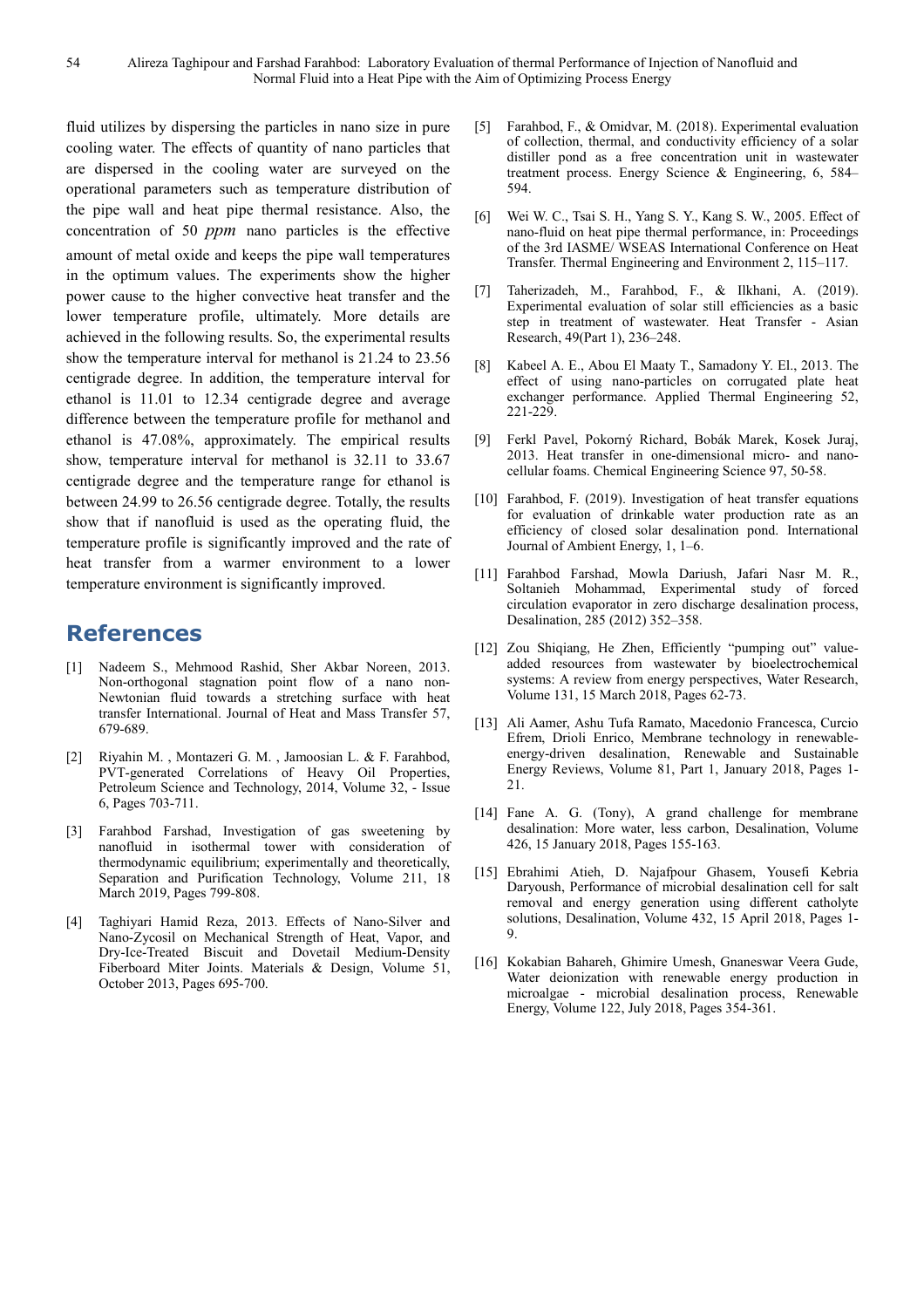fluid utilizes by dispersing the particles in nano size in pure cooling water. The effects of quantity of nano particles that are dispersed in the cooling water are surveyed on the operational parameters such as temperature distribution of the pipe wall and heat pipe thermal resistance. Also, the concentration of 50 *ppm* nano particles is the effective amount of metal oxide and keeps the pipe wall temperatures in the optimum values. The experiments show the higher power cause to the higher convective heat transfer and the lower temperature profile, ultimately. More details are achieved in the following results. So, the experimental results show the temperature interval for methanol is 21.24 to 23.56 centigrade degree. In addition, the temperature interval for ethanol is 11.01 to 12.34 centigrade degree and average difference between the temperature profile for methanol and ethanol is 47.08%, approximately. The empirical results show, temperature interval for methanol is 32.11 to 33.67 centigrade degree and the temperature range for ethanol is between 24.99 to 26.56 centigrade degree. Totally, the results show that if nanofluid is used as the operating fluid, the temperature profile is significantly improved and the rate of heat transfer from a warmer environment to a lower temperature environment is significantly improved.

## References

[1] Nadeem S., Mehmood Rashid, Sher Akbar Noreen, 2013. Non-orthogonal stagnation point flow of a nano non-Newtonian fluid towards a stretching surface with heat transfer International. Journal of Heat and Mass Transfer 57, 679-689.

[2] Riyahin M. , Montazeri G. M. , Jamoosian L. & F. Farahbod, PVT-generated Correlations of Heavy Oil Properties, Petroleum Science and Technology, 2014, Volume 32, - Issue 6, Pages 703-711.

[3] Farahbod Farshad, Investigation of gas sweetening by nanofluid in isothermal tower with consideration of thermodynamic equilibrium; experimentally and theoretically, Separation and Purification Technology, Volume 211, 18 March 2019, Pages 799-808.

[4] Taghiyari Hamid Reza, 2013. Effects of Nano-Silver and Nano-Zycosil on Mechanical Strength of Heat, Vapor, and Dry-Ice-Treated Biscuit and Dovetail Medium-Density Fiberboard Miter Joints. Materials & Design, Volume 51, October 2013, Pages 695-700.

[5] Farahbod, F., & Omidvar, M. (2018). Experimental evaluation of collection, thermal, and conductivity efficiency of a solar distiller pond as a free concentration unit in wastewater treatment process. Energy Science & Engineering, 6, 584–594.

[6] Wei W. C., Tsai S. H., Yang S. Y., Kang S. W., 2005. Effect of nano-fluid on heat pipe thermal performance, in: Proceedings of the 3rd IASME/ WSEAS International Conference on Heat Transfer. Thermal Engineering and Environment 2, 115–117.

[7] Taherizadeh, M., Farahbod, F., & Ilkhani, A. (2019). Experimental evaluation of solar still efficiencies as a basic step in treatment of wastewater. Heat Transfer - Asian Research, 49(Part 1), 236–248.

[8] Kabeel A. E., Abou El Maaty T., Samadony Y. El., 2013. The effect of using nano-particles on corrugated plate heat exchanger performance. Applied Thermal Engineering 52, 221-229.

[9] Ferkl Pavel, Pokorný Richard, Bobák Marek, Kosek Juraj, 2013. Heat transfer in one-dimensional micro- and nano-cellular foams. Chemical Engineering Science 97, 50-58.

[10] Farahbod, F. (2019). Investigation of heat transfer equations for evaluation of drinkable water production rate as an efficiency of closed solar desalination pond. International Journal of Ambient Energy, 1, 1–6.

[11] Farahbod Farshad, Mowla Dariush, Jafari Nasr M. R., Soltanieh Mohammad, Experimental study of forced circulation evaporator in zero discharge desalination process, Desalination, 285 (2012) 352–358.

[12] Zou Shiqiang, He Zhen, Efficiently "pumping out" value-added resources from wastewater by bioelectrochemical systems: A review from energy perspectives, Water Research, Volume 131, 15 March 2018, Pages 62-73.

[13] Ali Aamer, Ashu Tufa Ramato, Macedonio Francesca, Curcio Efrem, Drioli Enrico, Membrane technology in renewable-energy-driven desalination, Renewable and Sustainable Energy Reviews, Volume 81, Part 1, January 2018, Pages 1-21.

[14] Fane A. G. (Tony), A grand challenge for membrane desalination: More water, less carbon, Desalination, Volume 426, 15 January 2018, Pages 155-163.

[15] Ebrahimi Atieh, D. Najafpour Ghasem, Yousefi Kebria Daryoush, Performance of microbial desalination cell for salt removal and energy generation using different catholyte solutions, Desalination, Volume 432, 15 April 2018, Pages 1-9.

[16] Kokabian Bahareh, Ghimire Umesh, Gnaneswar Veera Gude, Water deionization with renewable energy production in microalgae - microbial desalination process, Renewable Energy, Volume 122, July 2018, Pages 354-361.